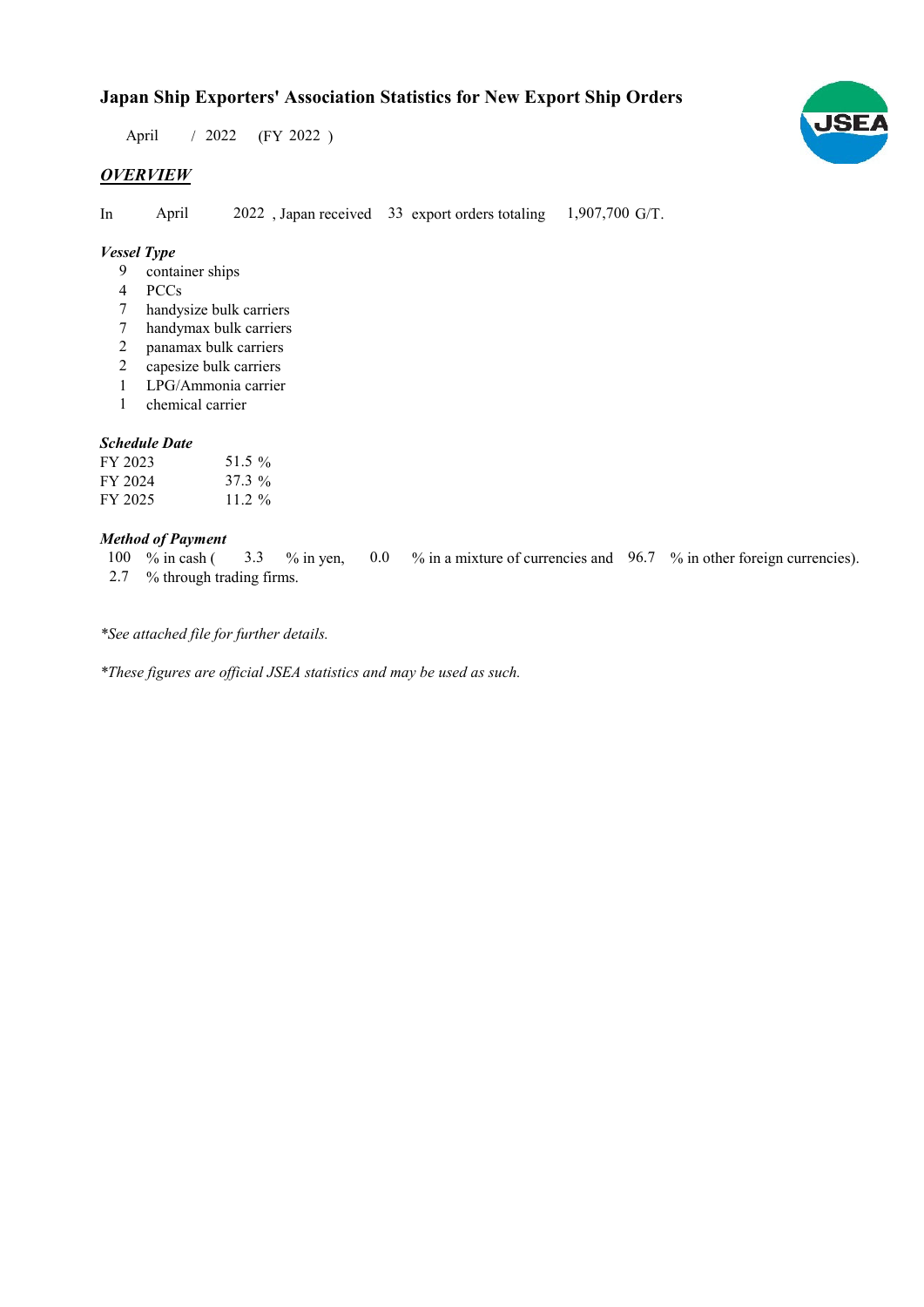# Japan Ship Exporters' Association Statistics for New Export Ship Orders

April / 2022 (FY 2022 )

## *OVERVIEW*

In April 2022 , Japan received 33 export orders totaling 1,907,700 G/T.

### *Vessel Type*

- 9 container ships
- 4 PCCs
- 7 handysize bulk carriers
- 7 handymax bulk carriers
- 2 panamax bulk carriers
- 2 capesize bulk carriers
- 1 LPG/Ammonia carrier
- 1 chemical carrier

### *Schedule Date*

| | |
|---|---|
| FY 2023 | 51.5 % |
| FY 2024 | 37.3 % |
| FY 2025 | 11.2 % |

### *Method of Payment*

100 % in cash ( 3.3 % in yen, 0.0 % in a mixture of currencies and 96.7 % in other foreign currencies).
2.7 % through trading firms.

*\*See attached file for further details.*

*\*These figures are official JSEA statistics and may be used as such.*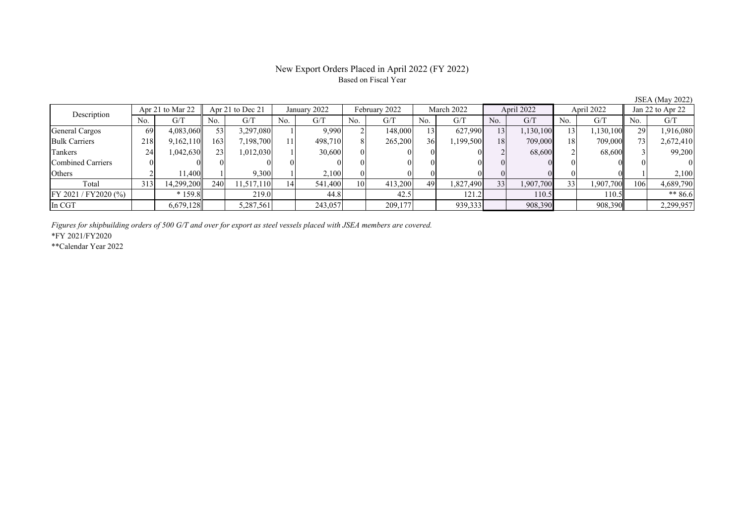# New Export Orders Placed in April 2022 (FY 2022)

Based on Fiscal Year

JSEA (May 2022)

| Description | Apr 21 to Mar 22 | | Apr 21 to Dec 21 | | January 2022 | | February 2022 | | March 2022 | | April 2022 | | April 2022 | | Jan 22 to Apr 22 | |
|---|---|---|---|---|---|---|---|---|---|---|---|---|---|---|---|---|
| | No. | G/T | No. | G/T | No. | G/T | No. | G/T | No. | G/T | No. | G/T | No. | G/T | No. | G/T |
| General Cargos | 69 | 4,083,060 | 53 | 3,297,080 | 1 | 9,990 | 2 | 148,000 | 13 | 627,990 | 13 | 1,130,100 | 13 | 1,130,100 | 29 | 1,916,080 |
| Bulk Carriers | 218 | 9,162,110 | 163 | 7,198,700 | 11 | 498,710 | 8 | 265,200 | 36 | 1,199,500 | 18 | 709,000 | 18 | 709,000 | 73 | 2,672,410 |
| Tankers | 24 | 1,042,630 | 23 | 1,012,030 | 1 | 30,600 | 0 | 0 | 0 | 0 | 2 | 68,600 | 2 | 68,600 | 3 | 99,200 |
| Combined Carriers | 0 | 0 | 0 | 0 | 0 | 0 | 0 | 0 | 0 | 0 | 0 | 0 | 0 | 0 | 0 | 0 |
| Others | 2 | 11,400 | 1 | 9,300 | 1 | 2,100 | 0 | 0 | 0 | 0 | 0 | 0 | 0 | 0 | 1 | 2,100 |
| Total | 313 | 14,299,200 | 240 | 11,517,110 | 14 | 541,400 | 10 | 413,200 | 49 | 1,827,490 | 33 | 1,907,700 | 33 | 1,907,700 | 106 | 4,689,790 |
| FY 2021 / FY2020 (%) | | * 159.8 | | 219.0 | | 44.8 | | 42.5 | | 121.2 | | 110.5 | | 110.5 | | ** 86.6 |
| In CGT | | 6,679,128 | | 5,287,561 | | 243,057 | | 209,177 | | 939,333 | | 908,390 | | 908,390 | | 2,299,957 |

*Figures for shipbuilding orders of 500 G/T and over for export as steel vessels placed with JSEA members are covered.*

*FY 2021/FY2020

**Calendar Year 2022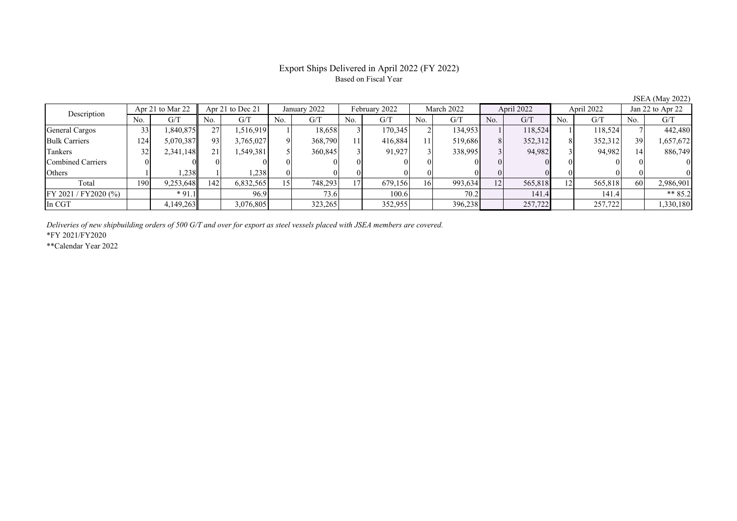# Export Ships Delivered in April 2022 (FY 2022)

Based on Fiscal Year

JSEA (May 2022)

| Description | Apr 21 to Mar 22 | | Apr 21 to Dec 21 | | January 2022 | | February 2022 | | March 2022 | | April 2022 | | April 2022 | | Jan 22 to Apr 22 | |
|---|---|---|---|---|---|---|---|---|---|---|---|---|---|---|---|---|
| | No. | G/T | No. | G/T | No. | G/T | No. | G/T | No. | G/T | No. | G/T | No. | G/T | No. | G/T |
| General Cargos | 33 | 1,840,875 | 27 | 1,516,919 | 1 | 18,658 | 3 | 170,345 | 2 | 134,953 | 1 | 118,524 | 1 | 118,524 | 7 | 442,480 |
| Bulk Carriers | 124 | 5,070,387 | 93 | 3,765,027 | 9 | 368,790 | 11 | 416,884 | 11 | 519,686 | 8 | 352,312 | 8 | 352,312 | 39 | 1,657,672 |
| Tankers | 32 | 2,341,148 | 21 | 1,549,381 | 5 | 360,845 | 3 | 91,927 | 3 | 338,995 | 3 | 94,982 | 3 | 94,982 | 14 | 886,749 |
| Combined Carriers | 0 | 0 | 0 | 0 | 0 | 0 | 0 | 0 | 0 | 0 | 0 | 0 | 0 | 0 | 0 | 0 |
| Others | 1 | 1,238 | 1 | 1,238 | 0 | 0 | 0 | 0 | 0 | 0 | 0 | 0 | 0 | 0 | 0 | 0 |
| Total | 190 | 9,253,648 | 142 | 6,832,565 | 15 | 748,293 | 17 | 679,156 | 16 | 993,634 | 12 | 565,818 | 12 | 565,818 | 60 | 2,986,901 |
| FY 2021 / FY2020 (%) | | * 91.1 | | 96.9 | | 73.6 | | 100.6 | | 70.2 | | 141.4 | | 141.4 | | ** 85.2 |
| In CGT | | 4,149,263 | | 3,076,805 | | 323,265 | | 352,955 | | 396,238 | | 257,722 | | 257,722 | | 1,330,180 |

*Deliveries of new shipbuilding orders of 500 G/T and over for export as steel vessels placed with JSEA members are covered.*

*FY 2021/FY2020

**Calendar Year 2022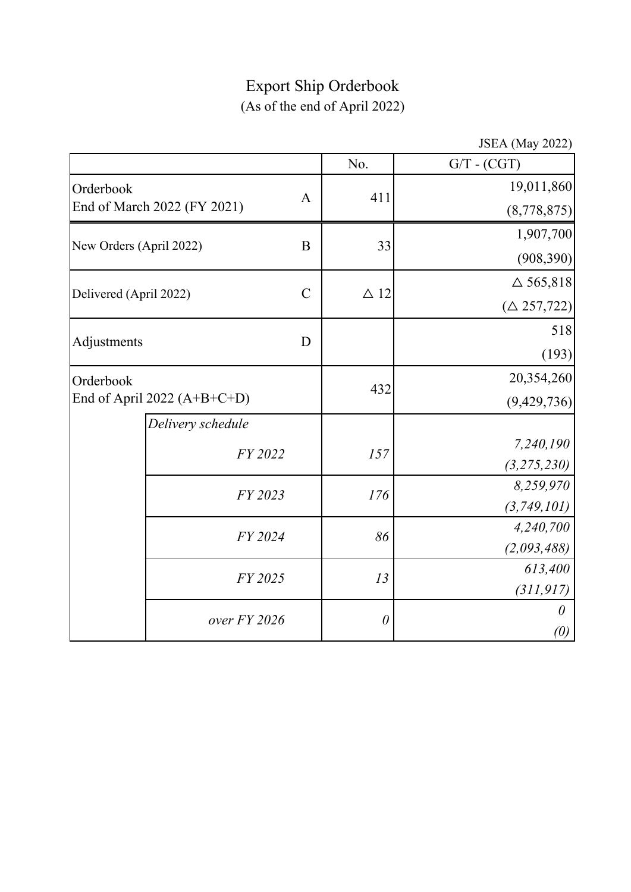# Export Ship Orderbook

(As of the end of April 2022)

JSEA (May 2022)

| | | | No. | G/T - (CGT) |
|---|---|---|---|---|
| Orderbook<br>End of March 2022 (FY 2021) | | A | 411 | 19,011,860<br>(8,778,875) |
| New Orders (April 2022) | | B | 33 | 1,907,700<br>(908,390) |
| Delivered (April 2022) | | C | △ 12 | △ 565,818<br>(△ 257,722) |
| Adjustments | | D | | 518<br>(193) |
| Orderbook<br>End of April 2022 (A+B+C+D) | | | 432 | 20,354,260<br>(9,429,736) |
| | *Delivery schedule* | | | |
| | *FY 2022* | | *157* | *7,240,190*<br>*(3,275,230)* |
| | *FY 2023* | | *176* | *8,259,970*<br>*(3,749,101)* |
| | *FY 2024* | | *86* | *4,240,700*<br>*(2,093,488)* |
| | *FY 2025* | | *13* | *613,400*<br>*(311,917)* |
| | *over FY 2026* | | *0* | *0*<br>*(0)* |